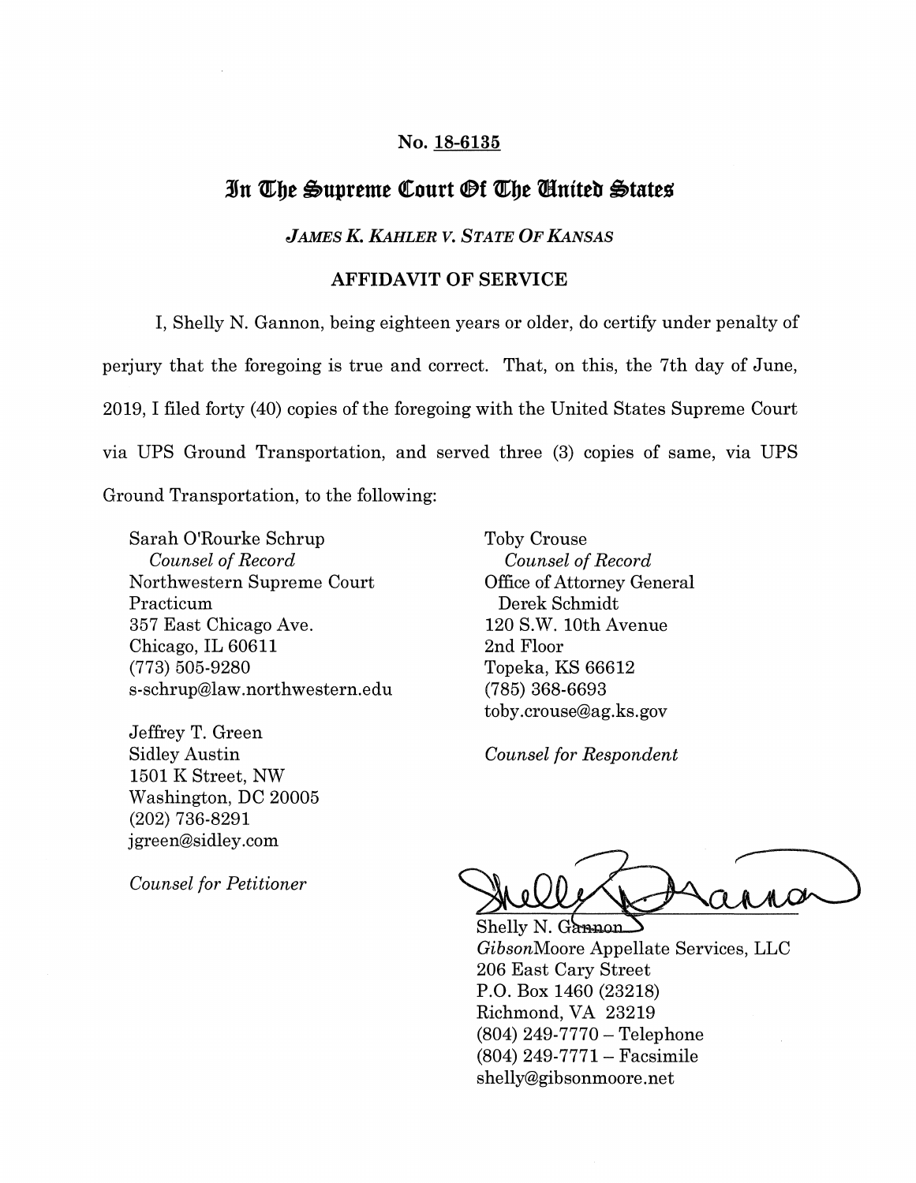No. 18-6135

# In The Supreme Court Of The United States

*JAMES K. KAHLER V. STATE OF KANSAS*

## AFFIDAVIT OF SERVICE

I, Shelly N. Gannon, being eighteen years or older, do certify under penalty of perjury that the foregoing is true and correct. That, on this, the 7th day of June, 2019, I filed forty (40) copies of the foregoing with the United States Supreme Court via UPS Ground Transportation, and served three (3) copies of same, via UPS Ground Transportation, to the following:

Sarah O'Rourke Schrup
*Counsel of Record*
Northwestern Supreme Court Practicum
357 East Chicago Ave.
Chicago, IL 60611
(773) 505-9280
s-schrup@law.northwestern.edu

Jeffrey T. Green
Sidley Austin
1501 K Street, NW
Washington, DC 20005
(202) 736-8291
jgreen@sidley.com

*Counsel for Petitioner*

Toby Crouse
*Counsel of Record*
Office of Attorney General
Derek Schmidt
120 S.W. 10th Avenue
2nd Floor
Topeka, KS 66612
(785) 368-6693
toby.crouse@ag.ks.gov

*Counsel for Respondent*

Shelly N. Gannon
*Gibson*Moore Appellate Services, LLC
206 East Cary Street
P.O. Box 1460 (23218)
Richmond, VA 23219
(804) 249-7770 – Telephone
(804) 249-7771 – Facsimile
shelly@gibsonmoore.net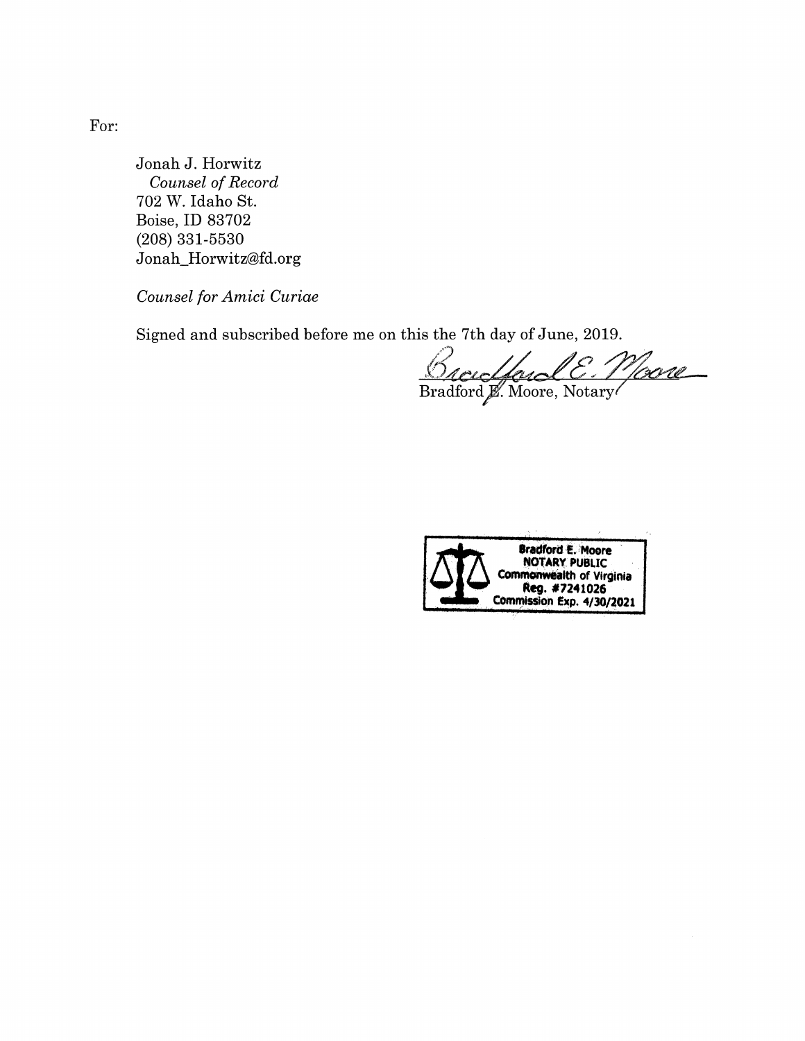For:

Jonah J. Horwitz
*Counsel of Record*
702 W. Idaho St.
Boise, ID 83702
(208) 331-5530
Jonah_Horwitz@fd.org

*Counsel for Amici Curiae*

Signed and subscribed before me on this the 7th day of June, 2019.

Bradford E. Moore, Notary

Bradford E. Moore
NOTARY PUBLIC
Commonwealth of Virginia
Reg. #7241026
Commission Exp. 4/30/2021